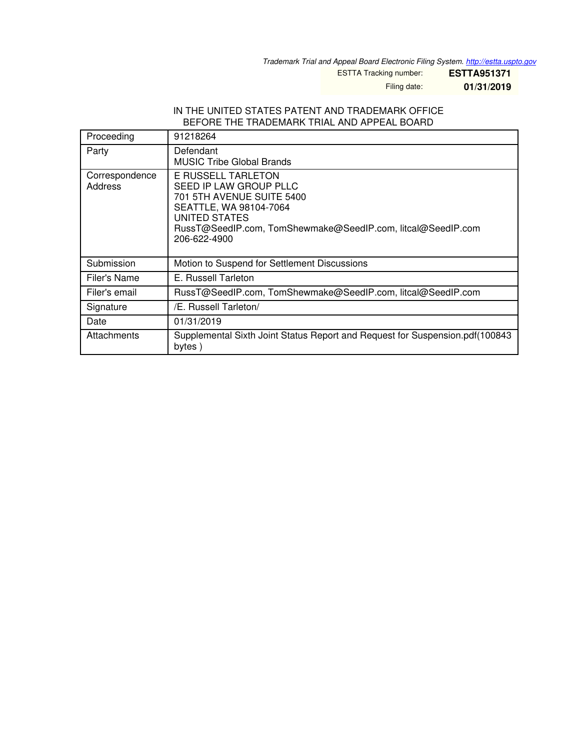Trademark Trial and Appeal Board Electronic Filing System. http://estta.uspto.gov

ESTTA Tracking number: **ESTTA951371**

Filing date: **01/31/2019**

IN THE UNITED STATES PATENT AND TRADEMARK OFFICE
BEFORE THE TRADEMARK TRIAL AND APPEAL BOARD

| Proceeding | 91218264 |
|---|---|
| Party | Defendant<br>MUSIC Tribe Global Brands |
| Correspondence Address | E RUSSELL TARLETON<br>SEED IP LAW GROUP PLLC<br>701 5TH AVENUE SUITE 5400<br>SEATTLE, WA 98104-7064<br>UNITED STATES<br>RussT@SeedIP.com, TomShewmake@SeedIP.com, litcal@SeedIP.com<br>206-622-4900 |
| Submission | Motion to Suspend for Settlement Discussions |
| Filer's Name | E. Russell Tarleton |
| Filer's email | RussT@SeedIP.com, TomShewmake@SeedIP.com, litcal@SeedIP.com |
| Signature | /E. Russell Tarleton/ |
| Date | 01/31/2019 |
| Attachments | Supplemental Sixth Joint Status Report and Request for Suspension.pdf(100843 bytes ) |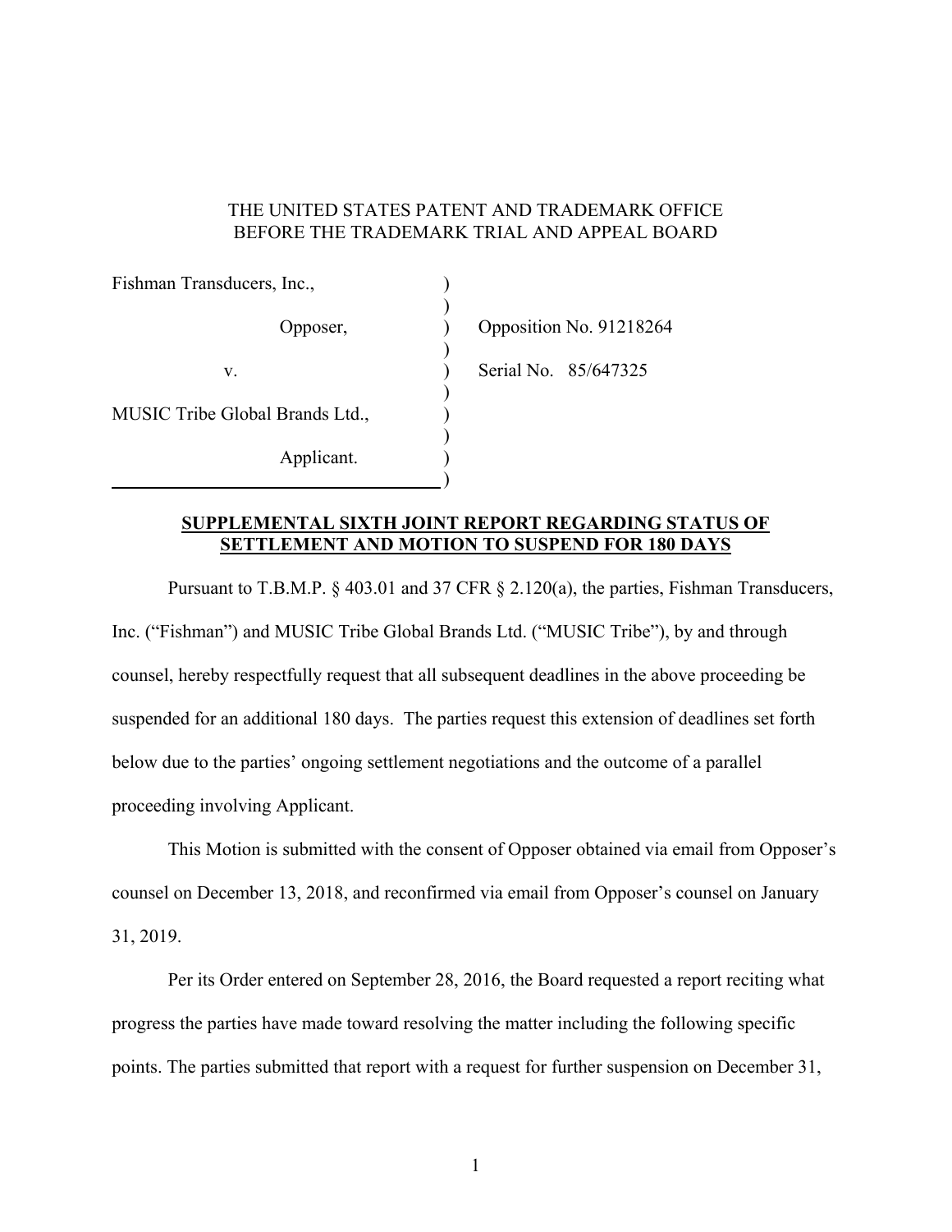THE UNITED STATES PATENT AND TRADEMARK OFFICE
BEFORE THE TRADEMARK TRIAL AND APPEAL BOARD

| | | |
|---|---|---|
| Fishman Transducers, Inc., | ) | |
| Opposer, | ) | Opposition No. 91218264 |
| v. | ) | Serial No. 85/647325 |
| MUSIC Tribe Global Brands Ltd., | ) | |
| Applicant. | ) | |

**SUPPLEMENTAL SIXTH JOINT REPORT REGARDING STATUS OF SETTLEMENT AND MOTION TO SUSPEND FOR 180 DAYS**

Pursuant to T.B.M.P. § 403.01 and 37 CFR § 2.120(a), the parties, Fishman Transducers, Inc. ("Fishman") and MUSIC Tribe Global Brands Ltd. ("MUSIC Tribe"), by and through counsel, hereby respectfully request that all subsequent deadlines in the above proceeding be suspended for an additional 180 days. The parties request this extension of deadlines set forth below due to the parties' ongoing settlement negotiations and the outcome of a parallel proceeding involving Applicant.

This Motion is submitted with the consent of Opposer obtained via email from Opposer's counsel on December 13, 2018, and reconfirmed via email from Opposer's counsel on January 31, 2019.

Per its Order entered on September 28, 2016, the Board requested a report reciting what progress the parties have made toward resolving the matter including the following specific points. The parties submitted that report with a request for further suspension on December 31,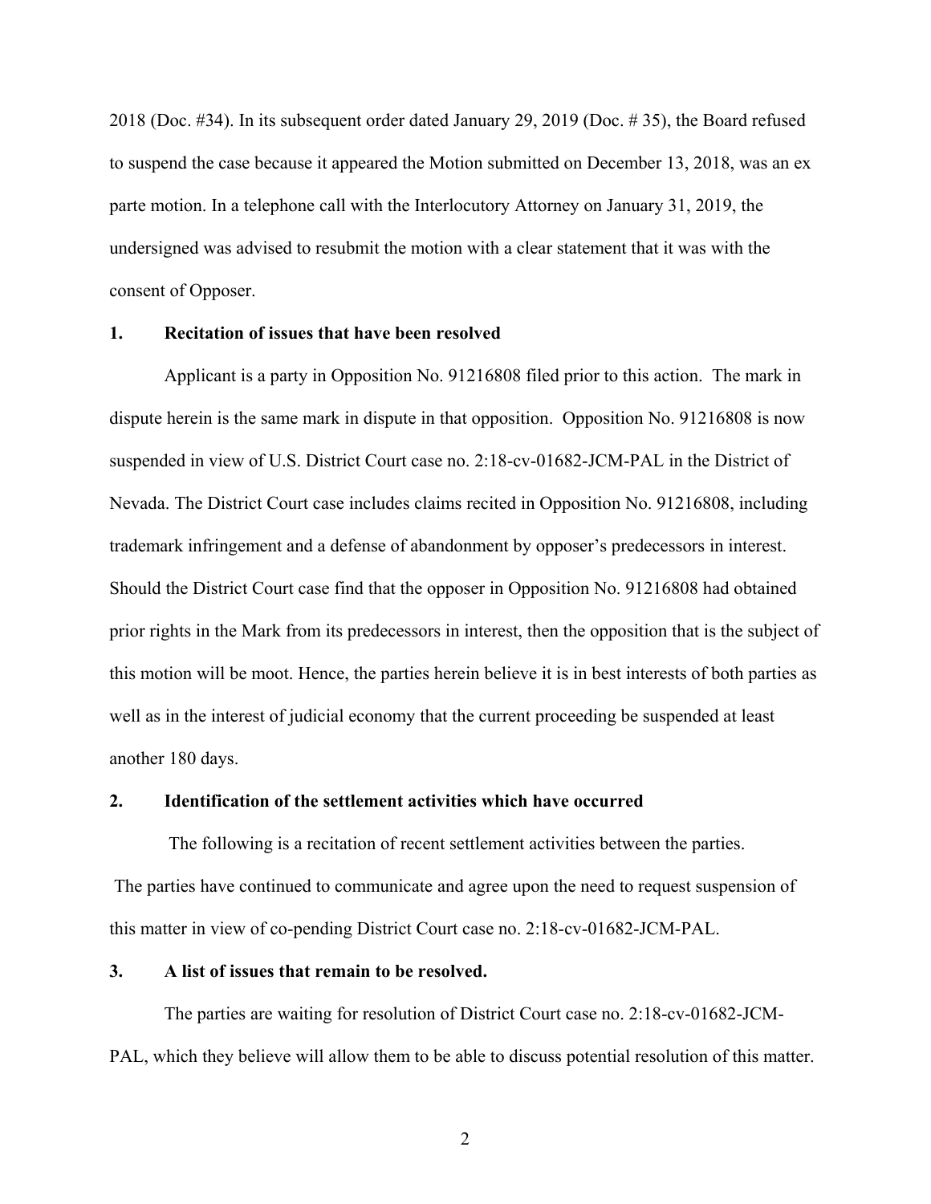2018 (Doc. #34). In its subsequent order dated January 29, 2019 (Doc. # 35), the Board refused to suspend the case because it appeared the Motion submitted on December 13, 2018, was an ex parte motion. In a telephone call with the Interlocutory Attorney on January 31, 2019, the undersigned was advised to resubmit the motion with a clear statement that it was with the consent of Opposer.

**1. Recitation of issues that have been resolved**

Applicant is a party in Opposition No. 91216808 filed prior to this action. The mark in dispute herein is the same mark in dispute in that opposition. Opposition No. 91216808 is now suspended in view of U.S. District Court case no. 2:18-cv-01682-JCM-PAL in the District of Nevada. The District Court case includes claims recited in Opposition No. 91216808, including trademark infringement and a defense of abandonment by opposer's predecessors in interest. Should the District Court case find that the opposer in Opposition No. 91216808 had obtained prior rights in the Mark from its predecessors in interest, then the opposition that is the subject of this motion will be moot. Hence, the parties herein believe it is in best interests of both parties as well as in the interest of judicial economy that the current proceeding be suspended at least another 180 days.

**2. Identification of the settlement activities which have occurred**

The following is a recitation of recent settlement activities between the parties. The parties have continued to communicate and agree upon the need to request suspension of this matter in view of co-pending District Court case no. 2:18-cv-01682-JCM-PAL.

**3. A list of issues that remain to be resolved.**

The parties are waiting for resolution of District Court case no. 2:18-cv-01682-JCM-PAL, which they believe will allow them to be able to discuss potential resolution of this matter.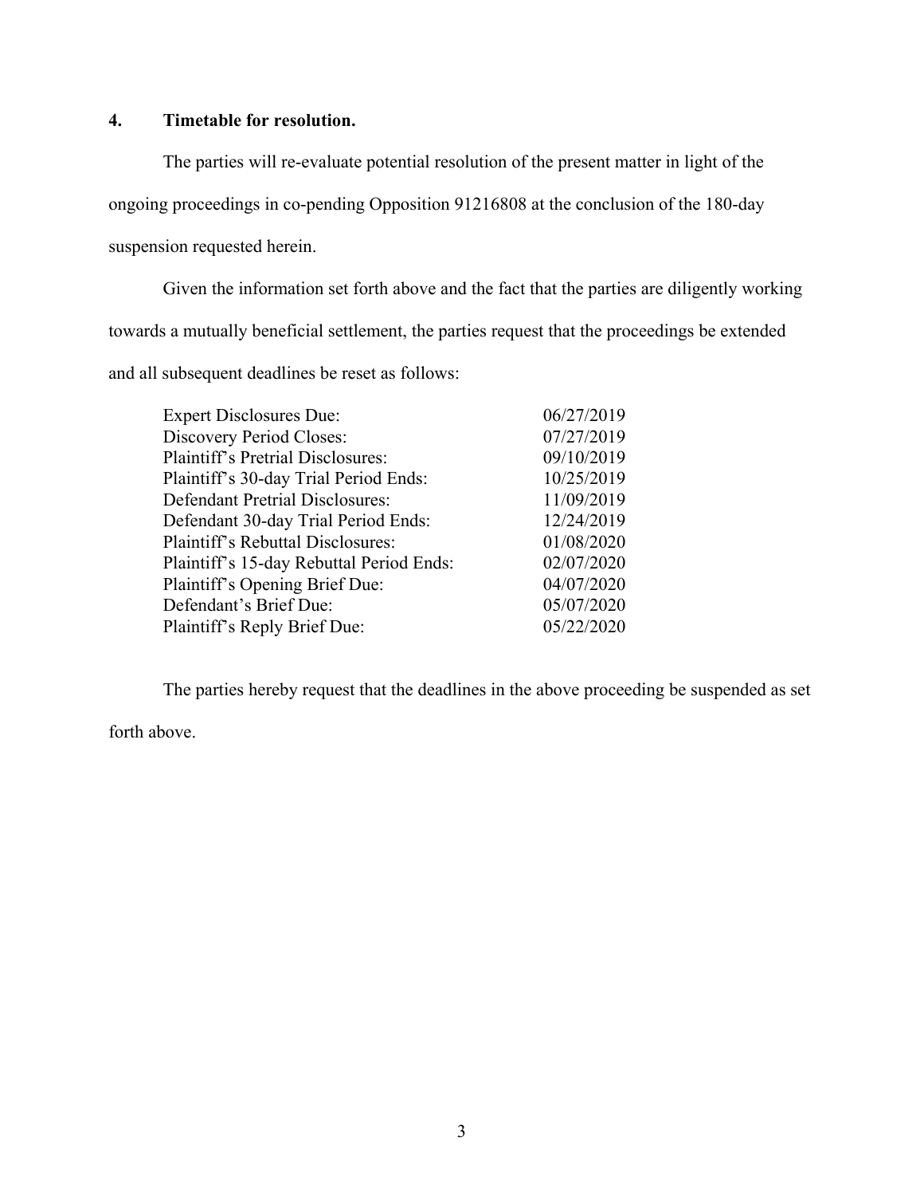**4. Timetable for resolution.**

The parties will re-evaluate potential resolution of the present matter in light of the ongoing proceedings in co-pending Opposition 91216808 at the conclusion of the 180-day suspension requested herein.

Given the information set forth above and the fact that the parties are diligently working towards a mutually beneficial settlement, the parties request that the proceedings be extended and all subsequent deadlines be reset as follows:

| | |
|---|---|
| Expert Disclosures Due: | 06/27/2019 |
| Discovery Period Closes: | 07/27/2019 |
| Plaintiff's Pretrial Disclosures: | 09/10/2019 |
| Plaintiff's 30-day Trial Period Ends: | 10/25/2019 |
| Defendant Pretrial Disclosures: | 11/09/2019 |
| Defendant 30-day Trial Period Ends: | 12/24/2019 |
| Plaintiff's Rebuttal Disclosures: | 01/08/2020 |
| Plaintiff's 15-day Rebuttal Period Ends: | 02/07/2020 |
| Plaintiff's Opening Brief Due: | 04/07/2020 |
| Defendant's Brief Due: | 05/07/2020 |
| Plaintiff's Reply Brief Due: | 05/22/2020 |

The parties hereby request that the deadlines in the above proceeding be suspended as set forth above.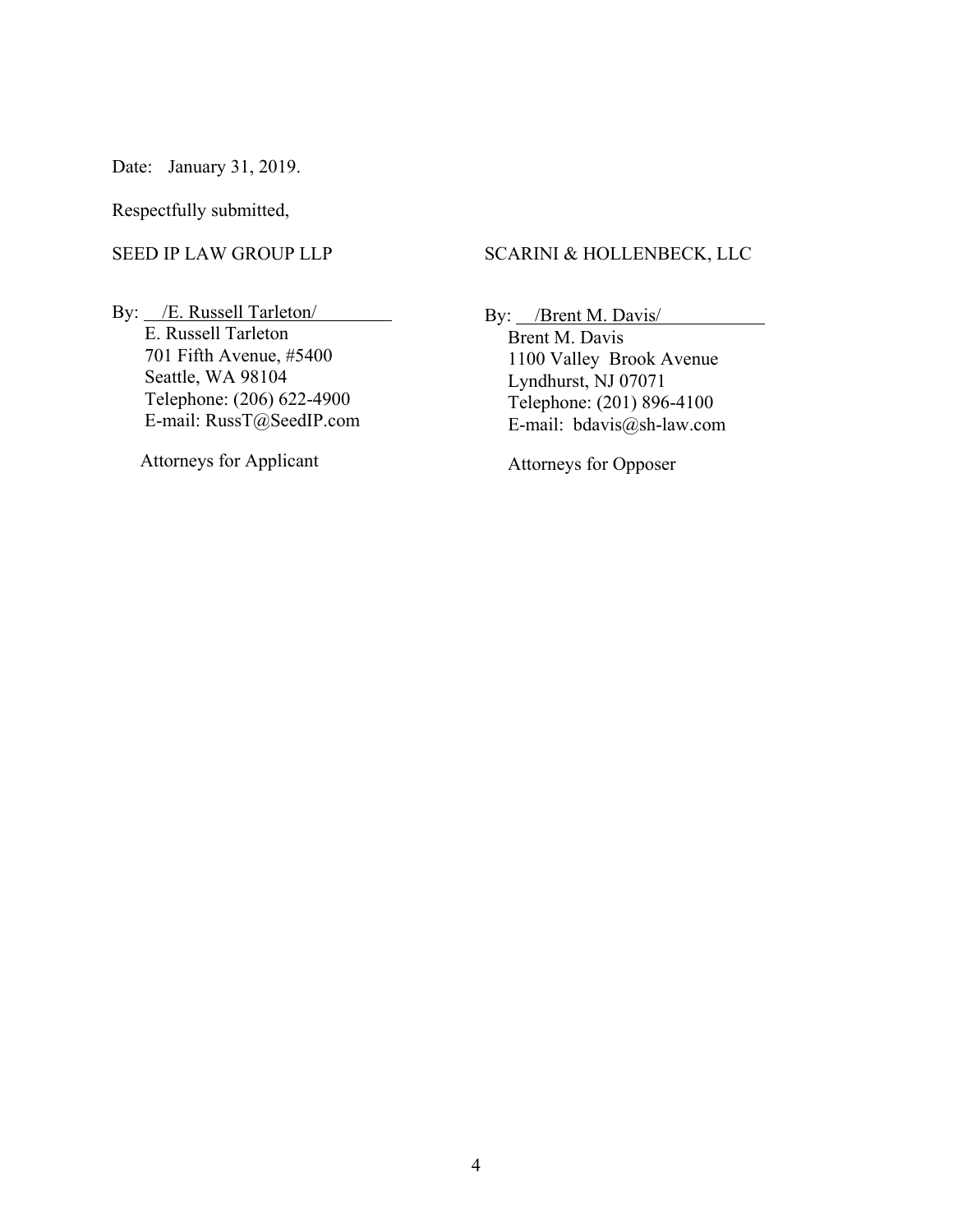Date: January 31, 2019.

Respectfully submitted,

SEED IP LAW GROUP LLP

By: /E. Russell Tarleton/
E. Russell Tarleton
701 Fifth Avenue, #5400
Seattle, WA 98104
Telephone: (206) 622-4900
E-mail: RussT@SeedIP.com

Attorneys for Applicant

SCARINI & HOLLENBECK, LLC

By: /Brent M. Davis/
Brent M. Davis
1100 Valley Brook Avenue
Lyndhurst, NJ 07071
Telephone: (201) 896-4100
E-mail: bdavis@sh-law.com

Attorneys for Opposer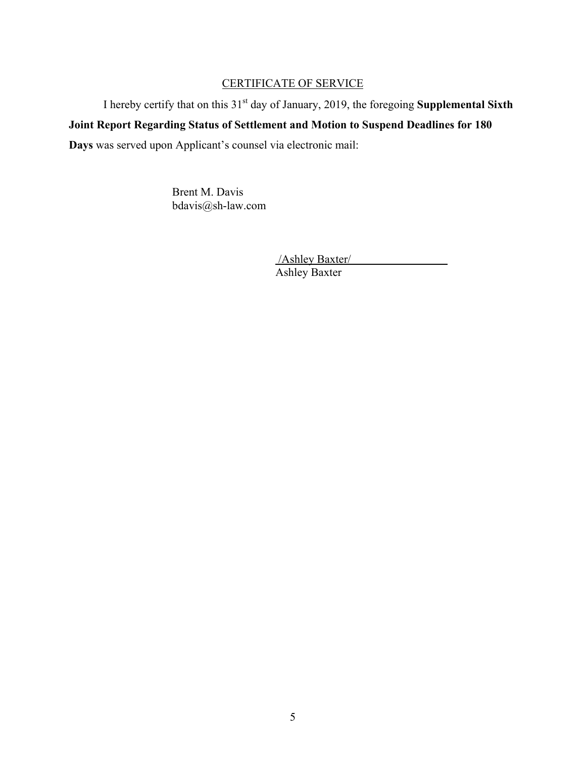## CERTIFICATE OF SERVICE

I hereby certify that on this 31st day of January, 2019, the foregoing **Supplemental Sixth Joint Report Regarding Status of Settlement and Motion to Suspend Deadlines for 180 Days** was served upon Applicant's counsel via electronic mail:

Brent M. Davis
bdavis@sh-law.com

/Ashley Baxter/
Ashley Baxter